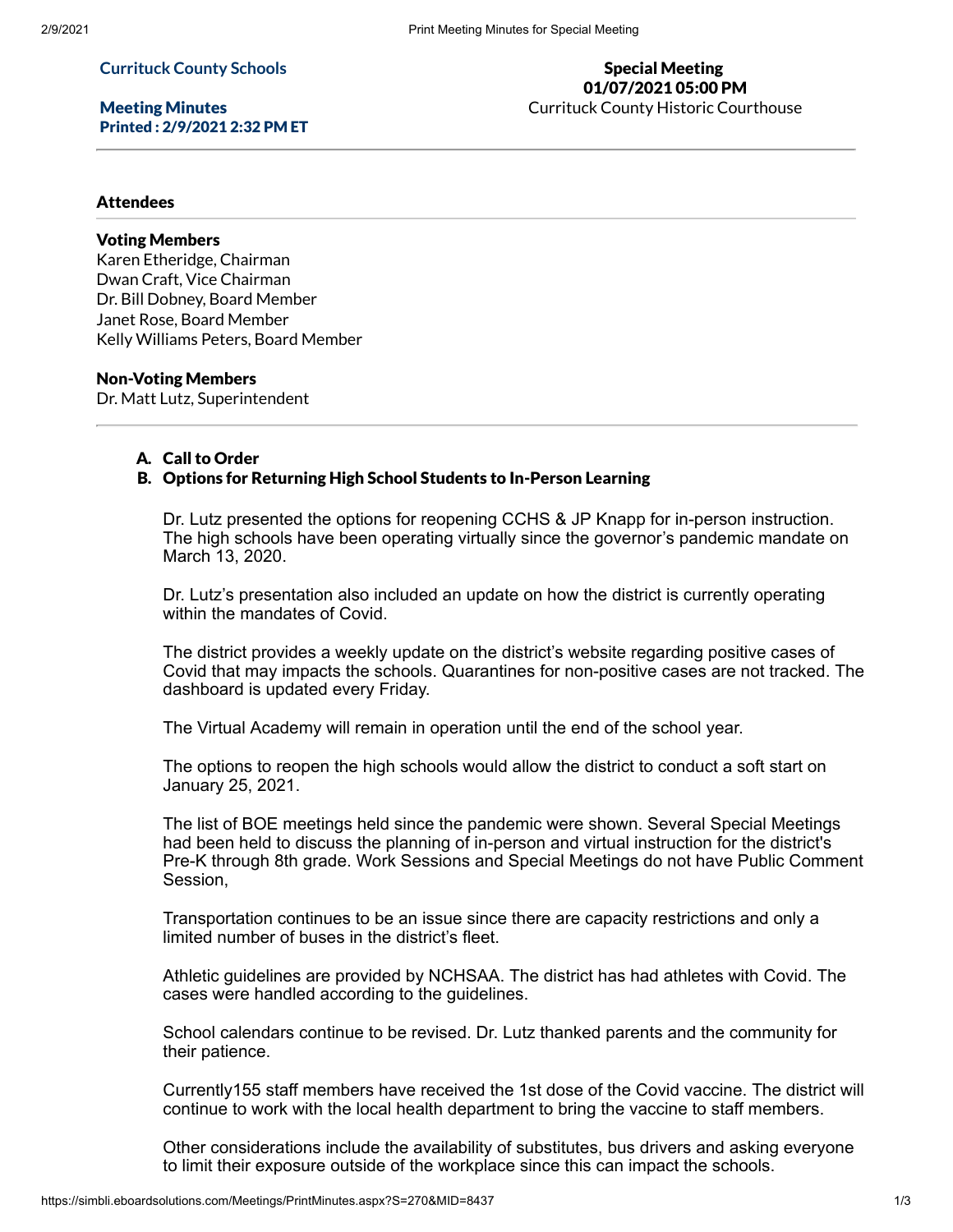**Currituck County Schools**

**Meeting Minutes**
**Printed : 2/9/2021 2:32 PM ET**

**Special Meeting**
**01/07/2021 05:00 PM**
Currituck County Historic Courthouse

---

## Attendees

### Voting Members

Karen Etheridge, Chairman
Dwan Craft, Vice Chairman
Dr. Bill Dobney, Board Member
Janet Rose, Board Member
Kelly Williams Peters, Board Member

### Non-Voting Members

Dr. Matt Lutz, Superintendent

---

**A. Call to Order**

**B. Options for Returning High School Students to In-Person Learning**

Dr. Lutz presented the options for reopening CCHS & JP Knapp for in-person instruction. The high schools have been operating virtually since the governor's pandemic mandate on March 13, 2020.

Dr. Lutz's presentation also included an update on how the district is currently operating within the mandates of Covid.

The district provides a weekly update on the district's website regarding positive cases of Covid that may impacts the schools. Quarantines for non-positive cases are not tracked. The dashboard is updated every Friday.

The Virtual Academy will remain in operation until the end of the school year.

The options to reopen the high schools would allow the district to conduct a soft start on January 25, 2021.

The list of BOE meetings held since the pandemic were shown. Several Special Meetings had been held to discuss the planning of in-person and virtual instruction for the district's Pre-K through 8th grade. Work Sessions and Special Meetings do not have Public Comment Session,

Transportation continues to be an issue since there are capacity restrictions and only a limited number of buses in the district's fleet.

Athletic guidelines are provided by NCHSAA. The district has had athletes with Covid. The cases were handled according to the guidelines.

School calendars continue to be revised. Dr. Lutz thanked parents and the community for their patience.

Currently155 staff members have received the 1st dose of the Covid vaccine. The district will continue to work with the local health department to bring the vaccine to staff members.

Other considerations include the availability of substitutes, bus drivers and asking everyone to limit their exposure outside of the workplace since this can impact the schools.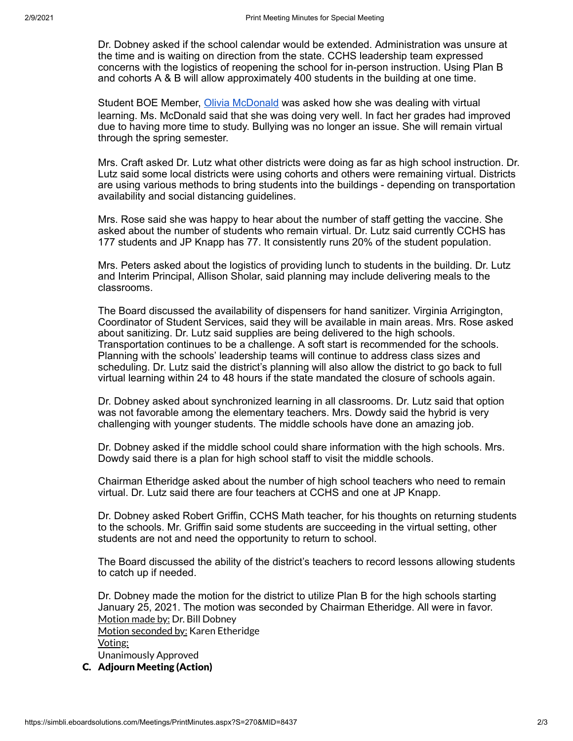Dr. Dobney asked if the school calendar would be extended. Administration was unsure at the time and is waiting on direction from the state. CCHS leadership team expressed concerns with the logistics of reopening the school for in-person instruction. Using Plan B and cohorts A & B will allow approximately 400 students in the building at one time.

Student BOE Member, Olivia McDonald was asked how she was dealing with virtual learning. Ms. McDonald said that she was doing very well. In fact her grades had improved due to having more time to study. Bullying was no longer an issue. She will remain virtual through the spring semester.

Mrs. Craft asked Dr. Lutz what other districts were doing as far as high school instruction. Dr. Lutz said some local districts were using cohorts and others were remaining virtual. Districts are using various methods to bring students into the buildings - depending on transportation availability and social distancing guidelines.

Mrs. Rose said she was happy to hear about the number of staff getting the vaccine. She asked about the number of students who remain virtual. Dr. Lutz said currently CCHS has 177 students and JP Knapp has 77. It consistently runs 20% of the student population.

Mrs. Peters asked about the logistics of providing lunch to students in the building. Dr. Lutz and Interim Principal, Allison Sholar, said planning may include delivering meals to the classrooms.

The Board discussed the availability of dispensers for hand sanitizer. Virginia Arrigington, Coordinator of Student Services, said they will be available in main areas. Mrs. Rose asked about sanitizing. Dr. Lutz said supplies are being delivered to the high schools. Transportation continues to be a challenge. A soft start is recommended for the schools. Planning with the schools' leadership teams will continue to address class sizes and scheduling. Dr. Lutz said the district's planning will also allow the district to go back to full virtual learning within 24 to 48 hours if the state mandated the closure of schools again.

Dr. Dobney asked about synchronized learning in all classrooms. Dr. Lutz said that option was not favorable among the elementary teachers. Mrs. Dowdy said the hybrid is very challenging with younger students. The middle schools have done an amazing job.

Dr. Dobney asked if the middle school could share information with the high schools. Mrs. Dowdy said there is a plan for high school staff to visit the middle schools.

Chairman Etheridge asked about the number of high school teachers who need to remain virtual. Dr. Lutz said there are four teachers at CCHS and one at JP Knapp.

Dr. Dobney asked Robert Griffin, CCHS Math teacher, for his thoughts on returning students to the schools. Mr. Griffin said some students are succeeding in the virtual setting, other students are not and need the opportunity to return to school.

The Board discussed the ability of the district's teachers to record lessons allowing students to catch up if needed.

Dr. Dobney made the motion for the district to utilize Plan B for the high schools starting January 25, 2021. The motion was seconded by Chairman Etheridge. All were in favor.

Motion made by: Dr. Bill Dobney
Motion seconded by: Karen Etheridge
Voting:
Unanimously Approved

**C. Adjourn Meeting (Action)**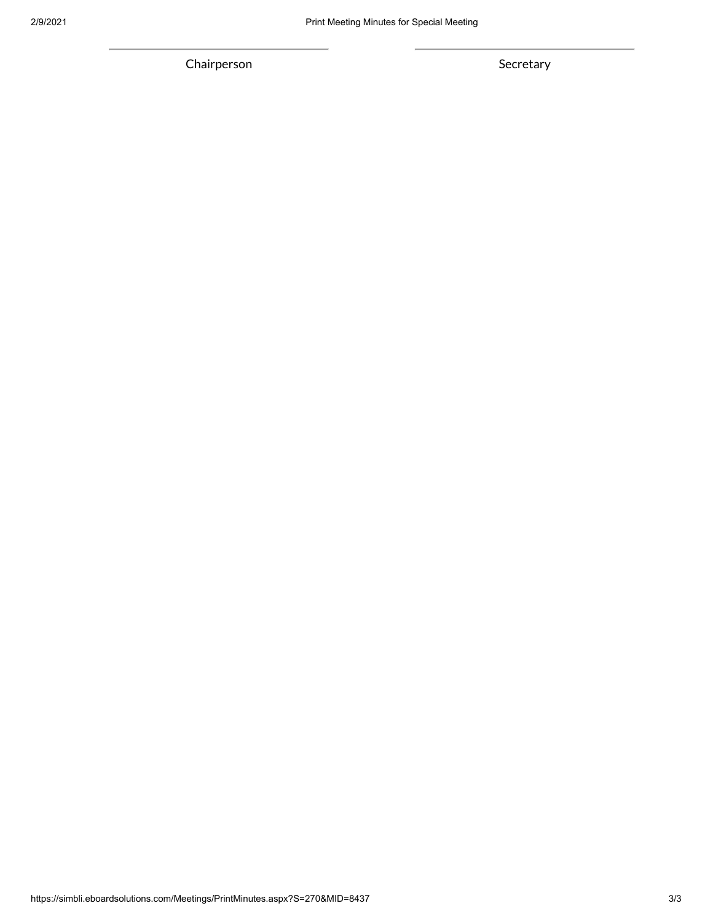Chairperson

Secretary